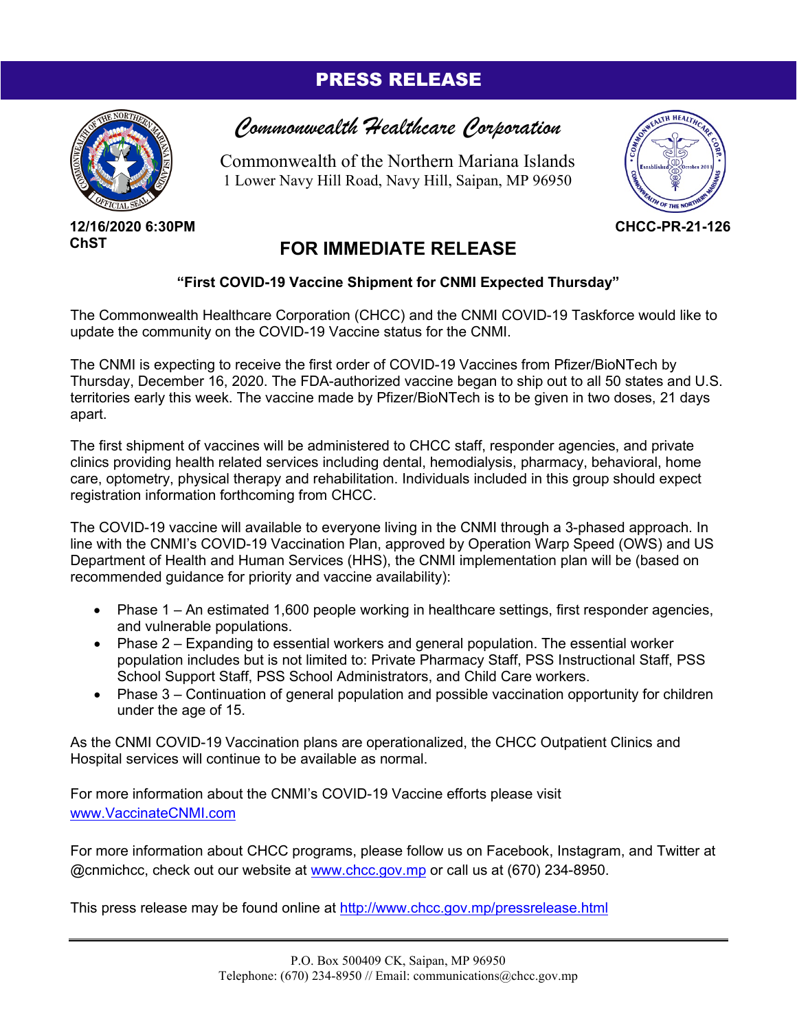# PRESS RELEASE

**Commonwealth Healthcare Corporation**

Commonwealth of the Northern Mariana Islands
1 Lower Navy Hill Road, Navy Hill, Saipan, MP 96950

**12/16/2020 6:30PM ChST**

**CHCC-PR-21-126**

## FOR IMMEDIATE RELEASE

**"First COVID-19 Vaccine Shipment for CNMI Expected Thursday"**

The Commonwealth Healthcare Corporation (CHCC) and the CNMI COVID-19 Taskforce would like to update the community on the COVID-19 Vaccine status for the CNMI.

The CNMI is expecting to receive the first order of COVID-19 Vaccines from Pfizer/BioNTech by Thursday, December 16, 2020. The FDA-authorized vaccine began to ship out to all 50 states and U.S. territories early this week. The vaccine made by Pfizer/BioNTech is to be given in two doses, 21 days apart.

The first shipment of vaccines will be administered to CHCC staff, responder agencies, and private clinics providing health related services including dental, hemodialysis, pharmacy, behavioral, home care, optometry, physical therapy and rehabilitation. Individuals included in this group should expect registration information forthcoming from CHCC.

The COVID-19 vaccine will available to everyone living in the CNMI through a 3-phased approach. In line with the CNMI's COVID-19 Vaccination Plan, approved by Operation Warp Speed (OWS) and US Department of Health and Human Services (HHS), the CNMI implementation plan will be (based on recommended guidance for priority and vaccine availability):

- Phase 1 – An estimated 1,600 people working in healthcare settings, first responder agencies, and vulnerable populations.
- Phase 2 – Expanding to essential workers and general population. The essential worker population includes but is not limited to: Private Pharmacy Staff, PSS Instructional Staff, PSS School Support Staff, PSS School Administrators, and Child Care workers.
- Phase 3 – Continuation of general population and possible vaccination opportunity for children under the age of 15.

As the CNMI COVID-19 Vaccination plans are operationalized, the CHCC Outpatient Clinics and Hospital services will continue to be available as normal.

For more information about the CNMI's COVID-19 Vaccine efforts please visit www.VaccinateCNMI.com

For more information about CHCC programs, please follow us on Facebook, Instagram, and Twitter at @cnmichcc, check out our website at www.chcc.gov.mp or call us at (670) 234-8950.

This press release may be found online at http://www.chcc.gov.mp/pressrelease.html

P.O. Box 500409 CK, Saipan, MP 96950
Telephone: (670) 234-8950 // Email: communications@chcc.gov.mp